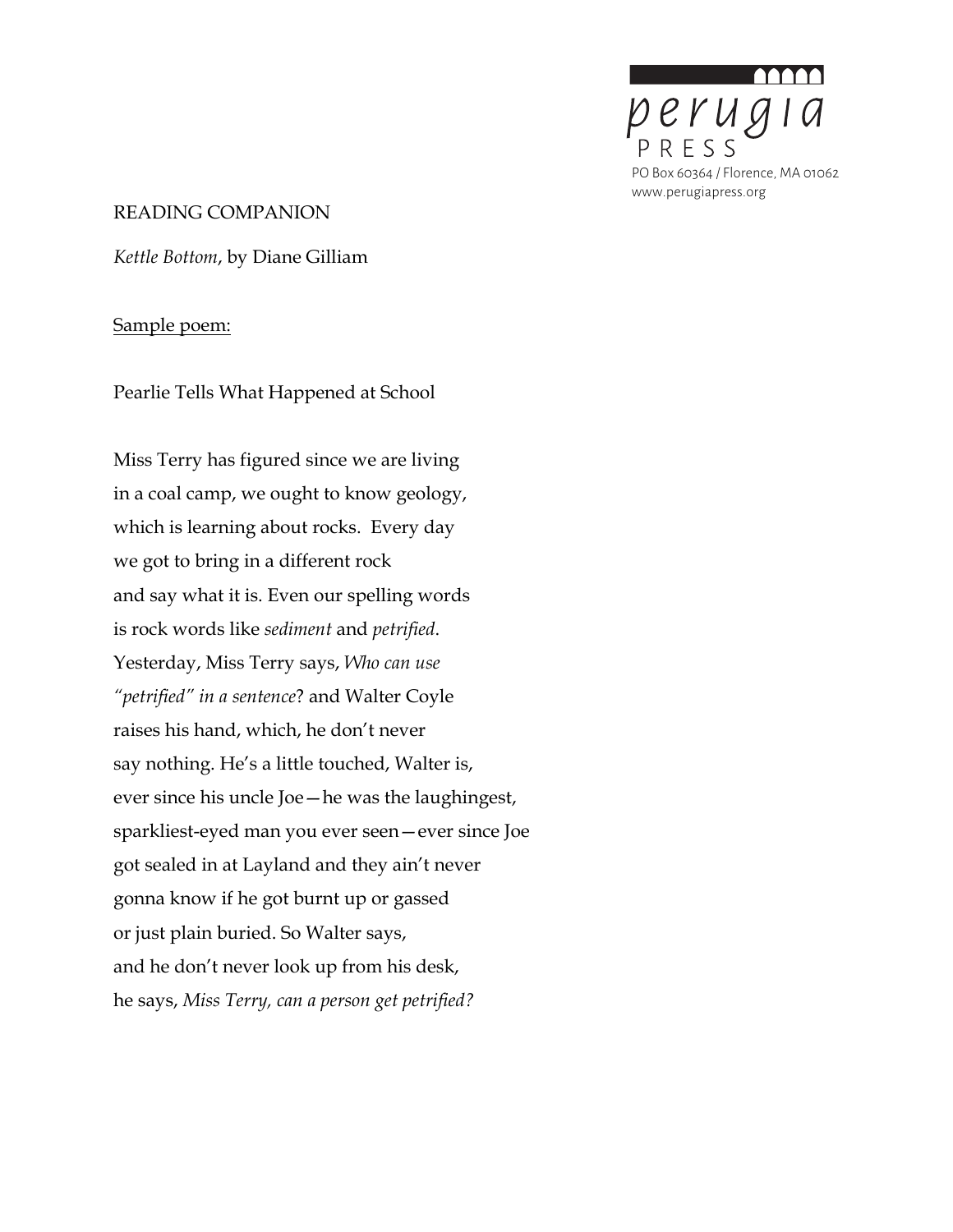perugia PRESS
PO Box 60364 / Florence, MA 01062
www.perugiapress.org

READING COMPANION

*Kettle Bottom*, by Diane Gilliam

Sample poem:

Pearlie Tells What Happened at School

Miss Terry has figured since we are living
in a coal camp, we ought to know geology,
which is learning about rocks. Every day
we got to bring in a different rock
and say what it is. Even our spelling words
is rock words like *sediment* and *petrified*.
Yesterday, Miss Terry says, *Who can use*
*"petrified" in a sentence*? and Walter Coyle
raises his hand, which, he don't never
say nothing. He's a little touched, Walter is,
ever since his uncle Joe—he was the laughingest,
sparkliest-eyed man you ever seen—ever since Joe
got sealed in at Layland and they ain't never
gonna know if he got burnt up or gassed
or just plain buried. So Walter says,
and he don't never look up from his desk,
he says, *Miss Terry, can a person get petrified?*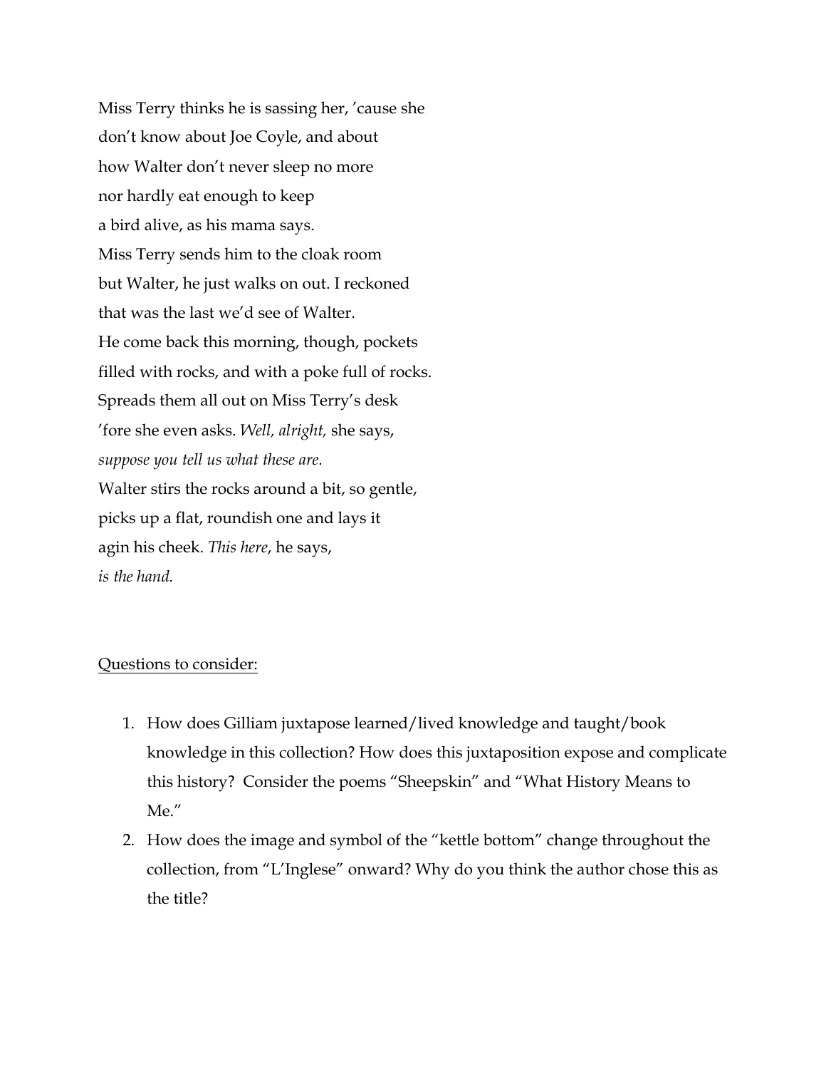Miss Terry thinks he is sassing her, ’cause she
don’t know about Joe Coyle, and about
how Walter don’t never sleep no more
nor hardly eat enough to keep
a bird alive, as his mama says.
Miss Terry sends him to the cloak room
but Walter, he just walks on out. I reckoned
that was the last we’d see of Walter.
He come back this morning, though, pockets
filled with rocks, and with a poke full of rocks.
Spreads them all out on Miss Terry’s desk
’fore she even asks. *Well, alright,* she says,
*suppose you tell us what these are.*
Walter stirs the rocks around a bit, so gentle,
picks up a flat, roundish one and lays it
agin his cheek. *This here*, he says,
*is the hand.*

<u>Questions to consider:</u>

1. How does Gilliam juxtapose learned/lived knowledge and taught/book knowledge in this collection? How does this juxtaposition expose and complicate this history? Consider the poems “Sheepskin” and “What History Means to Me.”
2. How does the image and symbol of the “kettle bottom” change throughout the collection, from “L’Inglese” onward? Why do you think the author chose this as the title?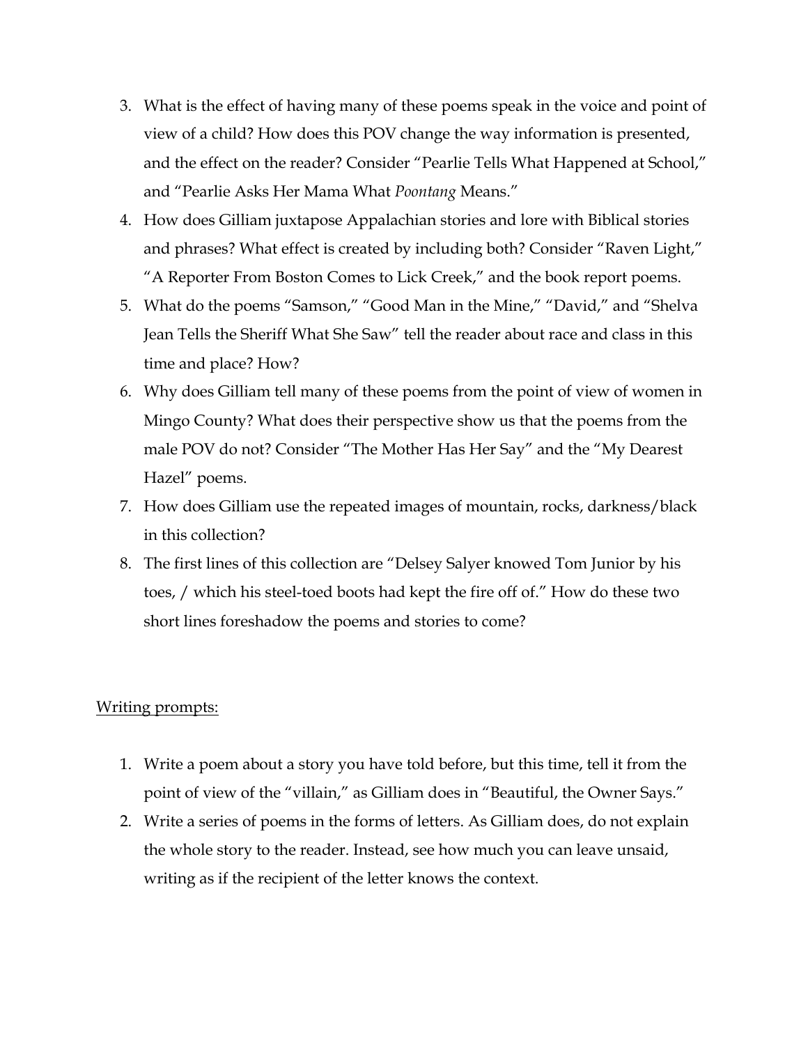3. What is the effect of having many of these poems speak in the voice and point of view of a child? How does this POV change the way information is presented, and the effect on the reader? Consider "Pearlie Tells What Happened at School," and "Pearlie Asks Her Mama What *Poontang* Means."
4. How does Gilliam juxtapose Appalachian stories and lore with Biblical stories and phrases? What effect is created by including both? Consider "Raven Light," "A Reporter From Boston Comes to Lick Creek," and the book report poems.
5. What do the poems "Samson," "Good Man in the Mine," "David," and "Shelva Jean Tells the Sheriff What She Saw" tell the reader about race and class in this time and place? How?
6. Why does Gilliam tell many of these poems from the point of view of women in Mingo County? What does their perspective show us that the poems from the male POV do not? Consider "The Mother Has Her Say" and the "My Dearest Hazel" poems.
7. How does Gilliam use the repeated images of mountain, rocks, darkness/black in this collection?
8. The first lines of this collection are "Delsey Salyer knowed Tom Junior by his toes, / which his steel-toed boots had kept the fire off of." How do these two short lines foreshadow the poems and stories to come?

<u>Writing prompts:</u>

1. Write a poem about a story you have told before, but this time, tell it from the point of view of the "villain," as Gilliam does in "Beautiful, the Owner Says."
2. Write a series of poems in the forms of letters. As Gilliam does, do not explain the whole story to the reader. Instead, see how much you can leave unsaid, writing as if the recipient of the letter knows the context.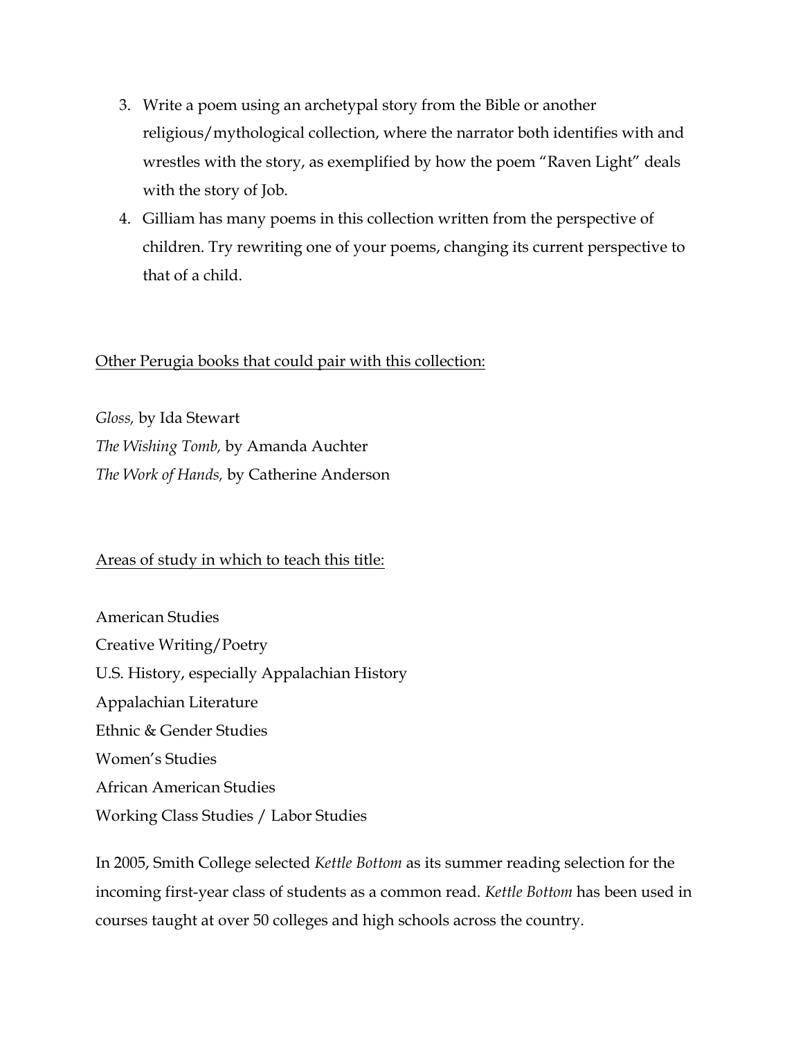3. Write a poem using an archetypal story from the Bible or another religious/mythological collection, where the narrator both identifies with and wrestles with the story, as exemplified by how the poem "Raven Light" deals with the story of Job.
4. Gilliam has many poems in this collection written from the perspective of children. Try rewriting one of your poems, changing its current perspective to that of a child.

<u>Other Perugia books that could pair with this collection:</u>

*Gloss,* by Ida Stewart
*The Wishing Tomb,* by Amanda Auchter
*The Work of Hands,* by Catherine Anderson

<u>Areas of study in which to teach this title:</u>

American Studies
Creative Writing/Poetry
U.S. History, especially Appalachian History
Appalachian Literature
Ethnic & Gender Studies
Women's Studies
African American Studies
Working Class Studies / Labor Studies

In 2005, Smith College selected *Kettle Bottom* as its summer reading selection for the incoming first-year class of students as a common read. *Kettle Bottom* has been used in courses taught at over 50 colleges and high schools across the country.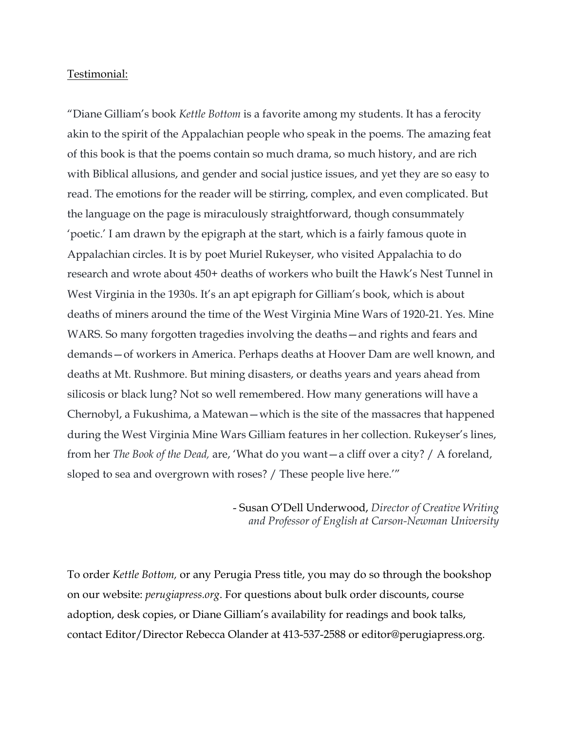Testimonial:

"Diane Gilliam's book *Kettle Bottom* is a favorite among my students. It has a ferocity akin to the spirit of the Appalachian people who speak in the poems. The amazing feat of this book is that the poems contain so much drama, so much history, and are rich with Biblical allusions, and gender and social justice issues, and yet they are so easy to read. The emotions for the reader will be stirring, complex, and even complicated. But the language on the page is miraculously straightforward, though consummately 'poetic.' I am drawn by the epigraph at the start, which is a fairly famous quote in Appalachian circles. It is by poet Muriel Rukeyser, who visited Appalachia to do research and wrote about 450+ deaths of workers who built the Hawk's Nest Tunnel in West Virginia in the 1930s. It's an apt epigraph for Gilliam's book, which is about deaths of miners around the time of the West Virginia Mine Wars of 1920-21. Yes. Mine WARS. So many forgotten tragedies involving the deaths—and rights and fears and demands—of workers in America. Perhaps deaths at Hoover Dam are well known, and deaths at Mt. Rushmore. But mining disasters, or deaths years and years ahead from silicosis or black lung? Not so well remembered. How many generations will have a Chernobyl, a Fukushima, a Matewan—which is the site of the massacres that happened during the West Virginia Mine Wars Gilliam features in her collection. Rukeyser's lines, from her *The Book of the Dead,* are, 'What do you want—a cliff over a city? / A foreland, sloped to sea and overgrown with roses? / These people live here.'"

- Susan O'Dell Underwood, *Director of Creative Writing and Professor of English at Carson-Newman University*

To order *Kettle Bottom,* or any Perugia Press title, you may do so through the bookshop on our website: *perugiapress.org*. For questions about bulk order discounts, course adoption, desk copies, or Diane Gilliam's availability for readings and book talks, contact Editor/Director Rebecca Olander at 413-537-2588 or editor@perugiapress.org.